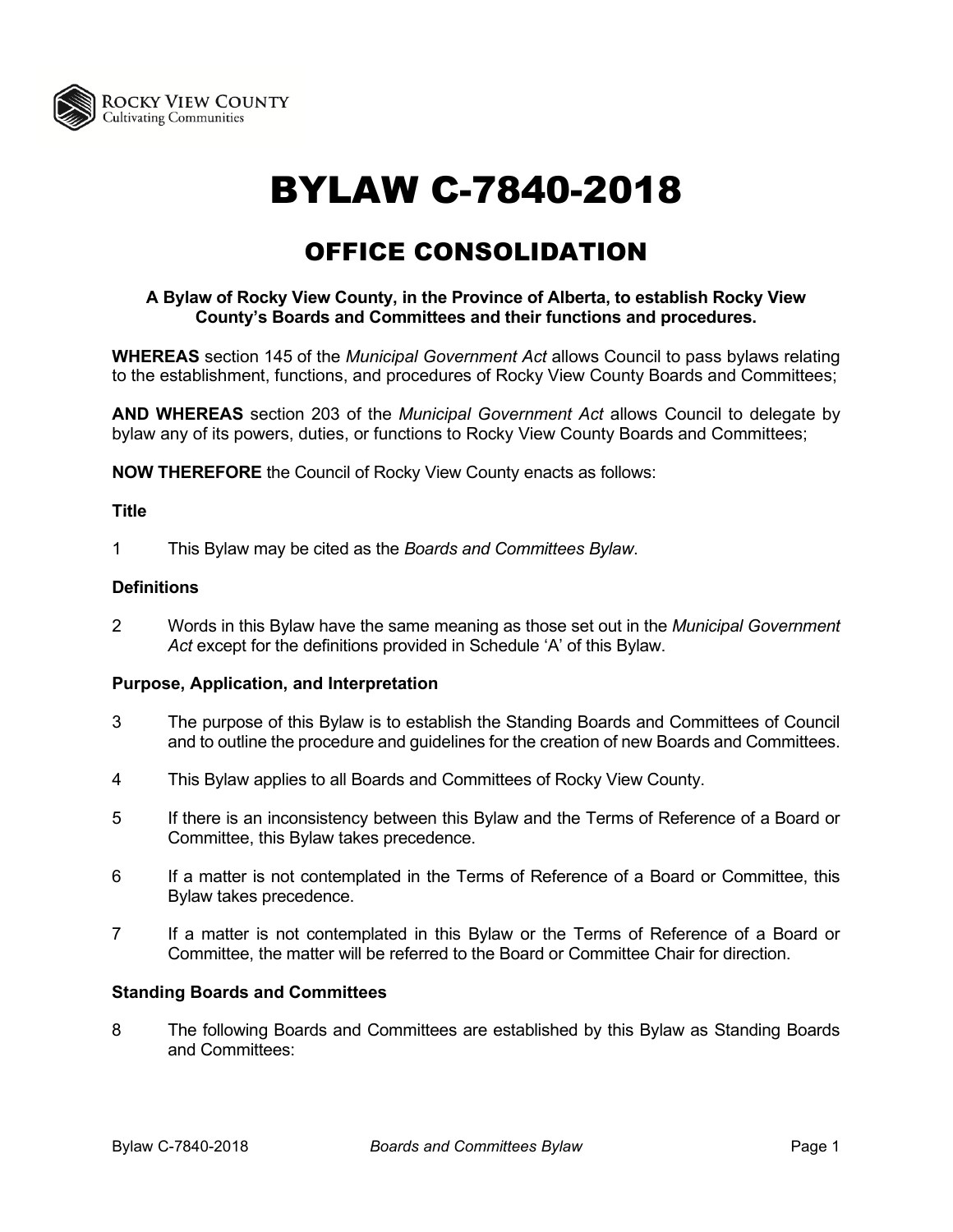# BYLAW C-7840-2018

## OFFICE CONSOLIDATION

**A Bylaw of Rocky View County, in the Province of Alberta, to establish Rocky View County's Boards and Committees and their functions and procedures.**

**WHEREAS** section 145 of the *Municipal Government Act* allows Council to pass bylaws relating to the establishment, functions, and procedures of Rocky View County Boards and Committees;

**AND WHEREAS** section 203 of the *Municipal Government Act* allows Council to delegate by bylaw any of its powers, duties, or functions to Rocky View County Boards and Committees;

**NOW THEREFORE** the Council of Rocky View County enacts as follows:

### Title

1 This Bylaw may be cited as the *Boards and Committees Bylaw*.

### Definitions

2 Words in this Bylaw have the same meaning as those set out in the *Municipal Government Act* except for the definitions provided in Schedule 'A' of this Bylaw.

### Purpose, Application, and Interpretation

3 The purpose of this Bylaw is to establish the Standing Boards and Committees of Council and to outline the procedure and guidelines for the creation of new Boards and Committees.

4 This Bylaw applies to all Boards and Committees of Rocky View County.

5 If there is an inconsistency between this Bylaw and the Terms of Reference of a Board or Committee, this Bylaw takes precedence.

6 If a matter is not contemplated in the Terms of Reference of a Board or Committee, this Bylaw takes precedence.

7 If a matter is not contemplated in this Bylaw or the Terms of Reference of a Board or Committee, the matter will be referred to the Board or Committee Chair for direction.

### Standing Boards and Committees

8 The following Boards and Committees are established by this Bylaw as Standing Boards and Committees: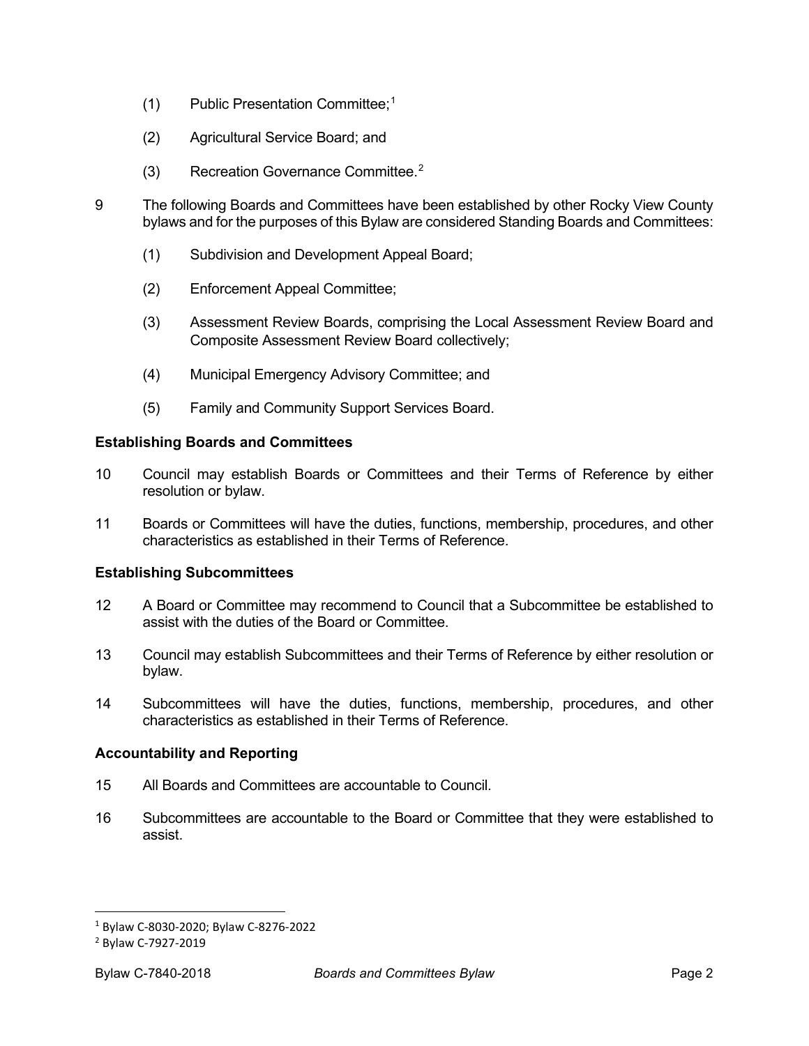(1) Public Presentation Committee;[1]

(2) Agricultural Service Board; and

(3) Recreation Governance Committee.[2]

9 The following Boards and Committees have been established by other Rocky View County bylaws and for the purposes of this Bylaw are considered Standing Boards and Committees:

(1) Subdivision and Development Appeal Board;

(2) Enforcement Appeal Committee;

(3) Assessment Review Boards, comprising the Local Assessment Review Board and Composite Assessment Review Board collectively;

(4) Municipal Emergency Advisory Committee; and

(5) Family and Community Support Services Board.

### Establishing Boards and Committees

10 Council may establish Boards or Committees and their Terms of Reference by either resolution or bylaw.

11 Boards or Committees will have the duties, functions, membership, procedures, and other characteristics as established in their Terms of Reference.

### Establishing Subcommittees

12 A Board or Committee may recommend to Council that a Subcommittee be established to assist with the duties of the Board or Committee.

13 Council may establish Subcommittees and their Terms of Reference by either resolution or bylaw.

14 Subcommittees will have the duties, functions, membership, procedures, and other characteristics as established in their Terms of Reference.

### Accountability and Reporting

15 All Boards and Committees are accountable to Council.

16 Subcommittees are accountable to the Board or Committee that they were established to assist.

---

[1] Bylaw C-8030-2020; Bylaw C-8276-2022

[2] Bylaw C-7927-2019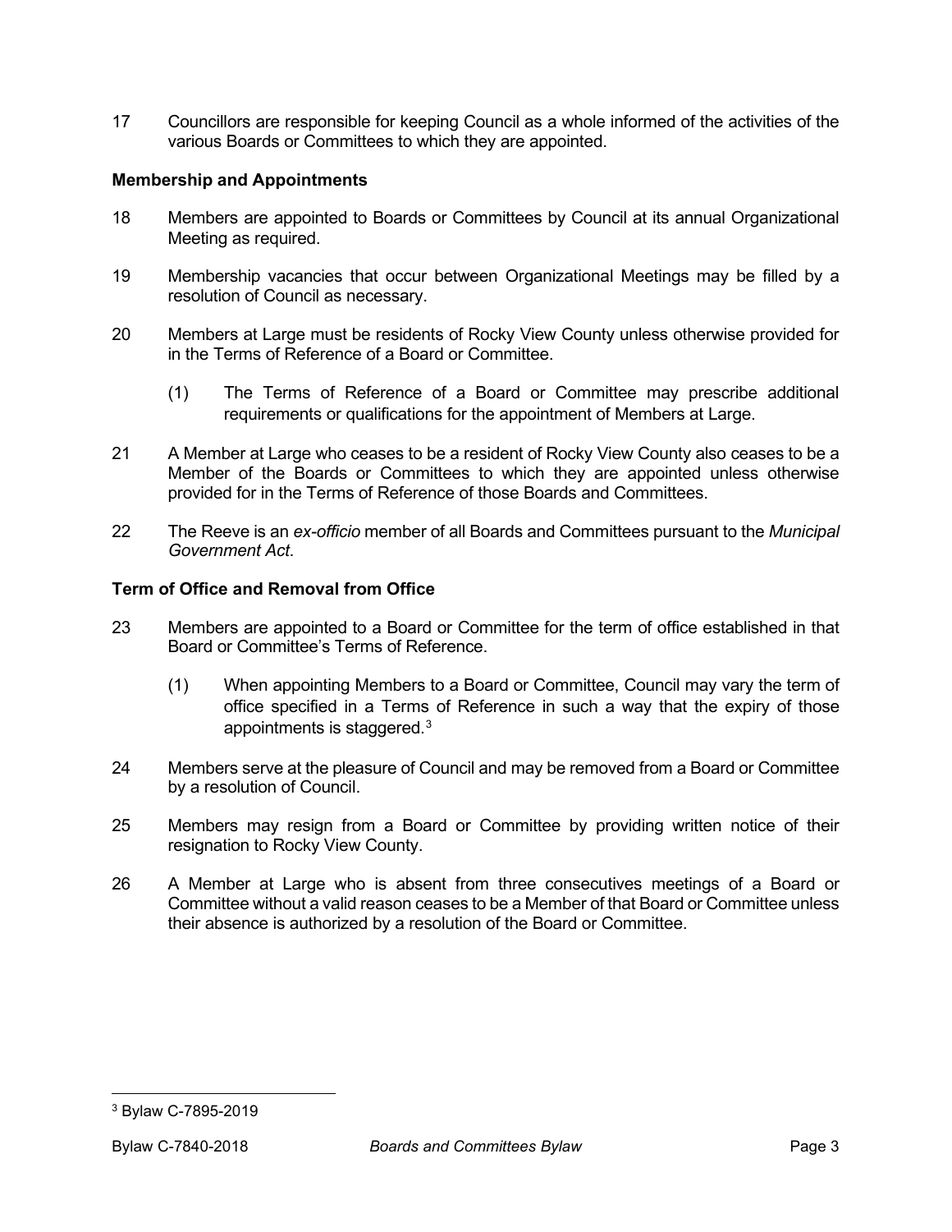17 Councillors are responsible for keeping Council as a whole informed of the activities of the various Boards or Committees to which they are appointed.

**Membership and Appointments**

18 Members are appointed to Boards or Committees by Council at its annual Organizational Meeting as required.

19 Membership vacancies that occur between Organizational Meetings may be filled by a resolution of Council as necessary.

20 Members at Large must be residents of Rocky View County unless otherwise provided for in the Terms of Reference of a Board or Committee.

(1) The Terms of Reference of a Board or Committee may prescribe additional requirements or qualifications for the appointment of Members at Large.

21 A Member at Large who ceases to be a resident of Rocky View County also ceases to be a Member of the Boards or Committees to which they are appointed unless otherwise provided for in the Terms of Reference of those Boards and Committees.

22 The Reeve is an *ex-officio* member of all Boards and Committees pursuant to the *Municipal Government Act*.

**Term of Office and Removal from Office**

23 Members are appointed to a Board or Committee for the term of office established in that Board or Committee's Terms of Reference.

(1) When appointing Members to a Board or Committee, Council may vary the term of office specified in a Terms of Reference in such a way that the expiry of those appointments is staggered.[3]

24 Members serve at the pleasure of Council and may be removed from a Board or Committee by a resolution of Council.

25 Members may resign from a Board or Committee by providing written notice of their resignation to Rocky View County.

26 A Member at Large who is absent from three consecutives meetings of a Board or Committee without a valid reason ceases to be a Member of that Board or Committee unless their absence is authorized by a resolution of the Board or Committee.

[3] Bylaw C-7895-2019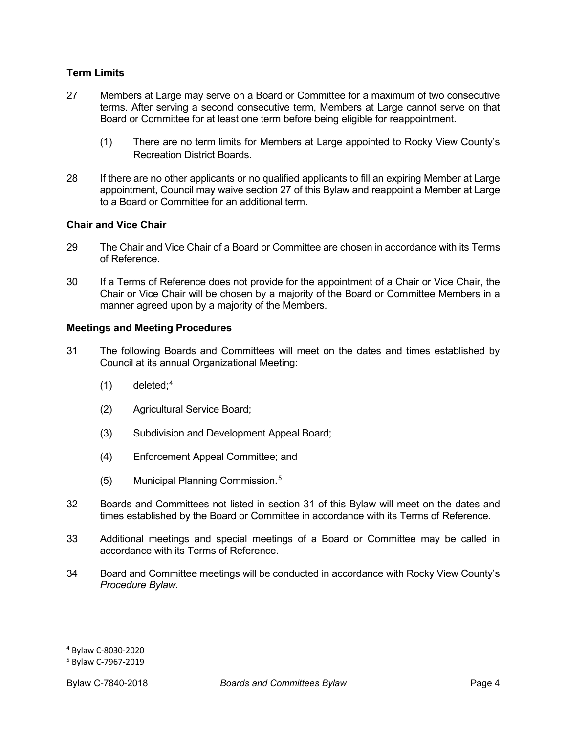### Term Limits

27 Members at Large may serve on a Board or Committee for a maximum of two consecutive terms. After serving a second consecutive term, Members at Large cannot serve on that Board or Committee for at least one term before being eligible for reappointment.

 (1) There are no term limits for Members at Large appointed to Rocky View County's Recreation District Boards.

28 If there are no other applicants or no qualified applicants to fill an expiring Member at Large appointment, Council may waive section 27 of this Bylaw and reappoint a Member at Large to a Board or Committee for an additional term.

### Chair and Vice Chair

29 The Chair and Vice Chair of a Board or Committee are chosen in accordance with its Terms of Reference.

30 If a Terms of Reference does not provide for the appointment of a Chair or Vice Chair, the Chair or Vice Chair will be chosen by a majority of the Board or Committee Members in a manner agreed upon by a majority of the Members.

### Meetings and Meeting Procedures

31 The following Boards and Committees will meet on the dates and times established by Council at its annual Organizational Meeting:

 (1) deleted;[4]

 (2) Agricultural Service Board;

 (3) Subdivision and Development Appeal Board;

 (4) Enforcement Appeal Committee; and

 (5) Municipal Planning Commission.[5]

32 Boards and Committees not listed in section 31 of this Bylaw will meet on the dates and times established by the Board or Committee in accordance with its Terms of Reference.

33 Additional meetings and special meetings of a Board or Committee may be called in accordance with its Terms of Reference.

34 Board and Committee meetings will be conducted in accordance with Rocky View County's *Procedure Bylaw*.

---

[4] Bylaw C-8030-2020

[5] Bylaw C-7967-2019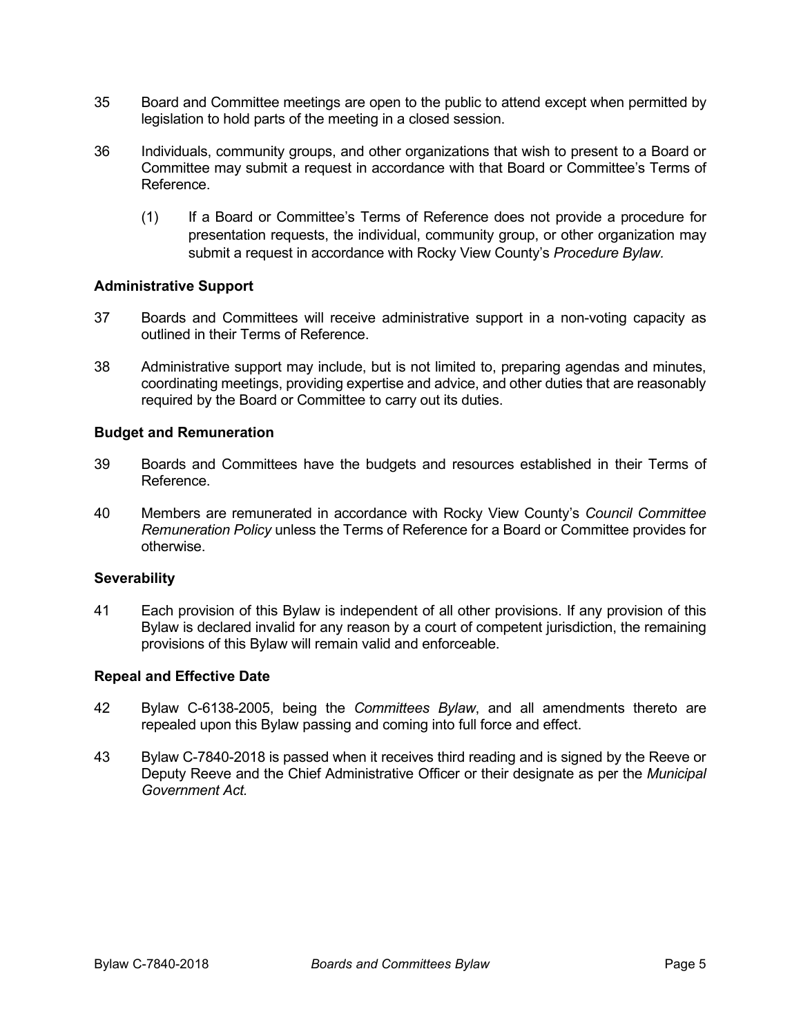35 Board and Committee meetings are open to the public to attend except when permitted by legislation to hold parts of the meeting in a closed session.

36 Individuals, community groups, and other organizations that wish to present to a Board or Committee may submit a request in accordance with that Board or Committee's Terms of Reference.

> (1) If a Board or Committee's Terms of Reference does not provide a procedure for presentation requests, the individual, community group, or other organization may submit a request in accordance with Rocky View County's *Procedure Bylaw*.

**Administrative Support**

37 Boards and Committees will receive administrative support in a non-voting capacity as outlined in their Terms of Reference.

38 Administrative support may include, but is not limited to, preparing agendas and minutes, coordinating meetings, providing expertise and advice, and other duties that are reasonably required by the Board or Committee to carry out its duties.

**Budget and Remuneration**

39 Boards and Committees have the budgets and resources established in their Terms of Reference.

40 Members are remunerated in accordance with Rocky View County's *Council Committee Remuneration Policy* unless the Terms of Reference for a Board or Committee provides for otherwise.

**Severability**

41 Each provision of this Bylaw is independent of all other provisions. If any provision of this Bylaw is declared invalid for any reason by a court of competent jurisdiction, the remaining provisions of this Bylaw will remain valid and enforceable.

**Repeal and Effective Date**

42 Bylaw C-6138-2005, being the *Committees Bylaw*, and all amendments thereto are repealed upon this Bylaw passing and coming into full force and effect.

43 Bylaw C-7840-2018 is passed when it receives third reading and is signed by the Reeve or Deputy Reeve and the Chief Administrative Officer or their designate as per the *Municipal Government Act*.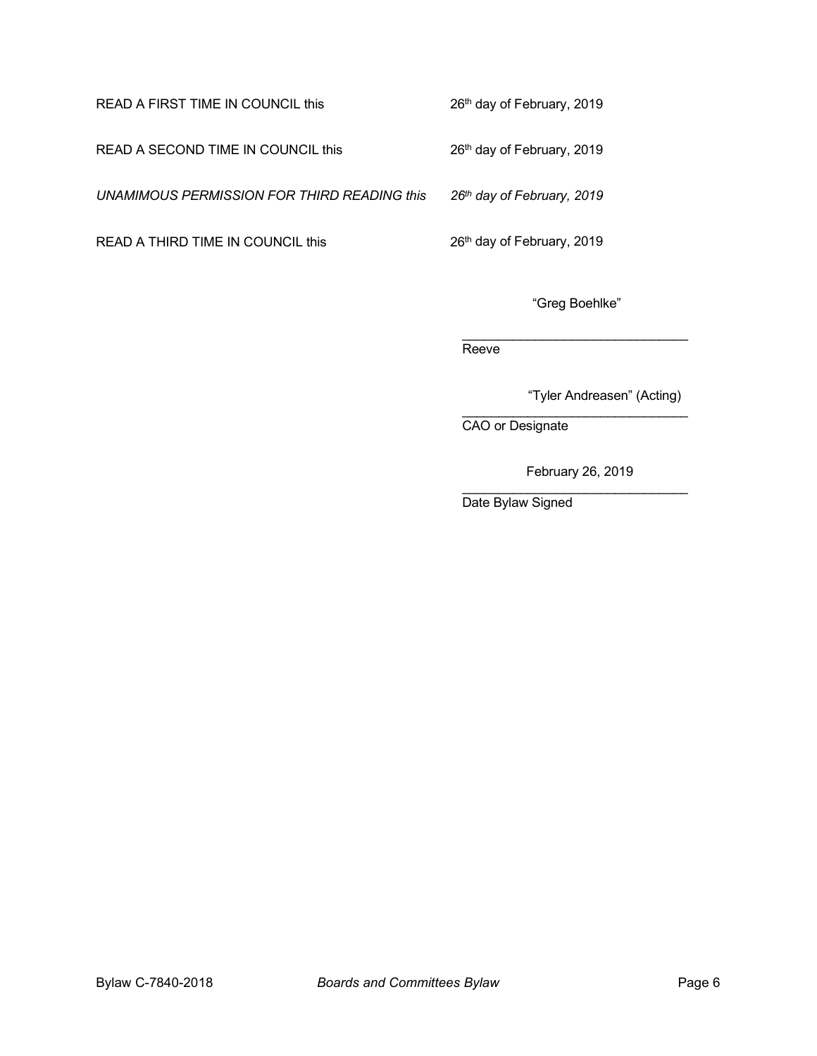READ A FIRST TIME IN COUNCIL this 26th day of February, 2019

READ A SECOND TIME IN COUNCIL this 26th day of February, 2019

*UNAMIMOUS PERMISSION FOR THIRD READING this 26th day of February, 2019*

READ A THIRD TIME IN COUNCIL this 26th day of February, 2019

"Greg Boehlke"

Reeve

"Tyler Andreasen" (Acting)

CAO or Designate

February 26, 2019

Date Bylaw Signed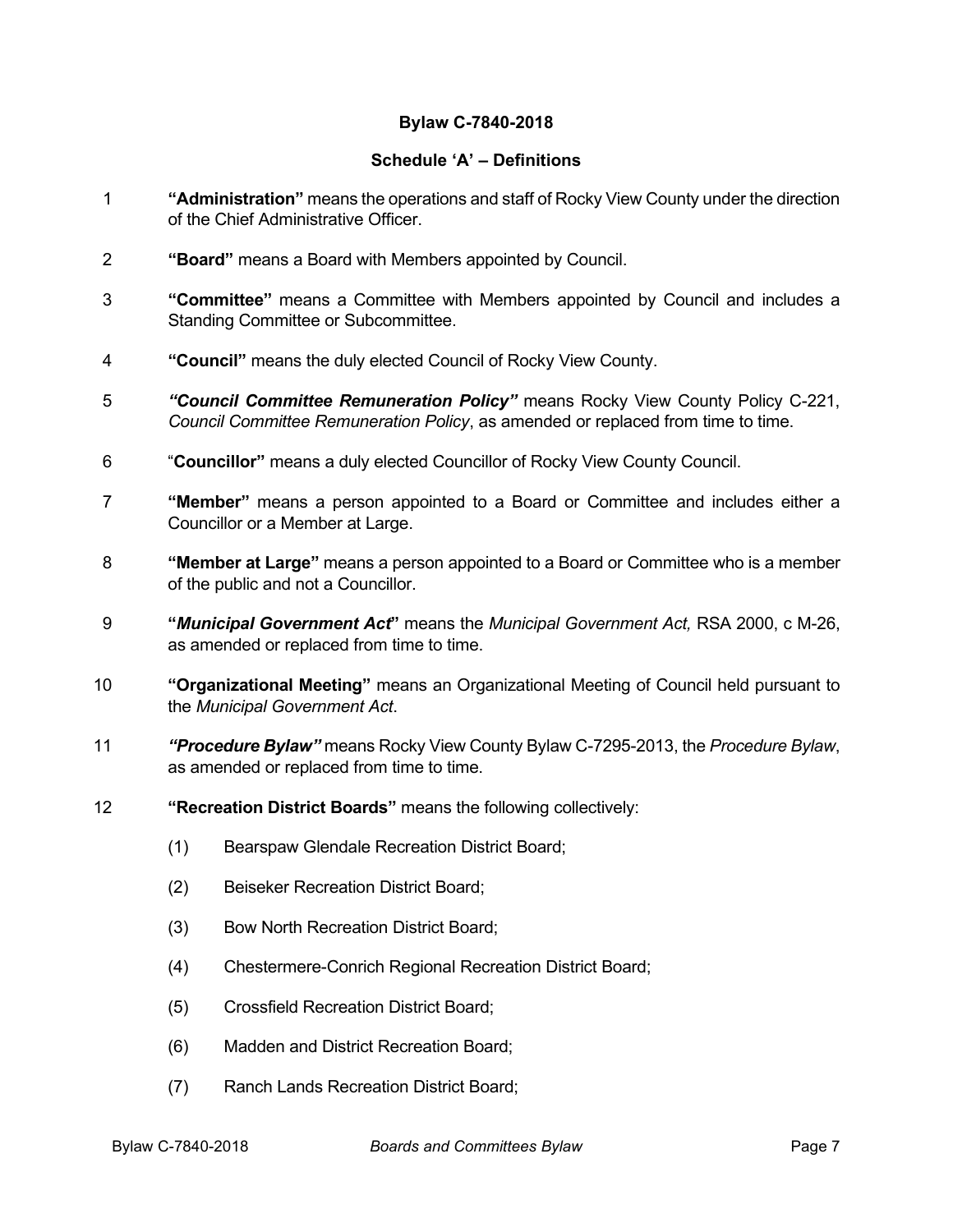**Bylaw C-7840-2018**

**Schedule 'A' – Definitions**

1 **"Administration"** means the operations and staff of Rocky View County under the direction of the Chief Administrative Officer.

2 **"Board"** means a Board with Members appointed by Council.

3 **"Committee"** means a Committee with Members appointed by Council and includes a Standing Committee or Subcommittee.

4 **"Council"** means the duly elected Council of Rocky View County.

5 ***"Council Committee Remuneration Policy"*** means Rocky View County Policy C-221, *Council Committee Remuneration Policy*, as amended or replaced from time to time.

6 "**Councillor"** means a duly elected Councillor of Rocky View County Council.

7 **"Member"** means a person appointed to a Board or Committee and includes either a Councillor or a Member at Large.

8 **"Member at Large"** means a person appointed to a Board or Committee who is a member of the public and not a Councillor.

9 **"*Municipal Government Act*"** means the *Municipal Government Act,* RSA 2000, c M-26, as amended or replaced from time to time.

10 **"Organizational Meeting"** means an Organizational Meeting of Council held pursuant to the *Municipal Government Act*.

11 ***"Procedure Bylaw"*** means Rocky View County Bylaw C-7295-2013, the *Procedure Bylaw*, as amended or replaced from time to time.

12 **"Recreation District Boards"** means the following collectively:

(1) Bearspaw Glendale Recreation District Board;

(2) Beiseker Recreation District Board;

(3) Bow North Recreation District Board;

(4) Chestermere-Conrich Regional Recreation District Board;

(5) Crossfield Recreation District Board;

(6) Madden and District Recreation Board;

(7) Ranch Lands Recreation District Board;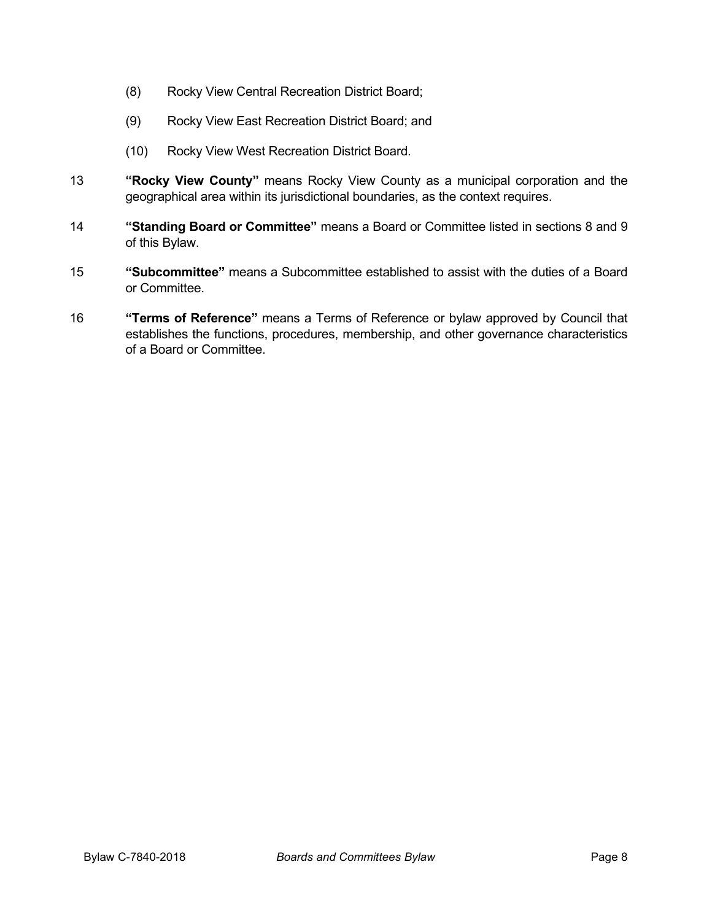(8) Rocky View Central Recreation District Board;

(9) Rocky View East Recreation District Board; and

(10) Rocky View West Recreation District Board.

13 **"Rocky View County"** means Rocky View County as a municipal corporation and the geographical area within its jurisdictional boundaries, as the context requires.

14 **"Standing Board or Committee"** means a Board or Committee listed in sections 8 and 9 of this Bylaw.

15 **"Subcommittee"** means a Subcommittee established to assist with the duties of a Board or Committee.

16 **"Terms of Reference"** means a Terms of Reference or bylaw approved by Council that establishes the functions, procedures, membership, and other governance characteristics of a Board or Committee.